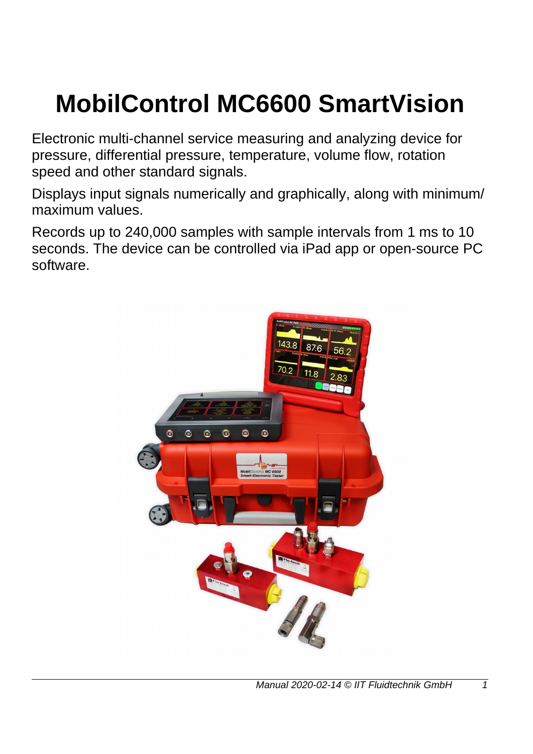# MobilControl MC6600 SmartVision

Electronic multi-channel service measuring and analyzing device for pressure, differential pressure, temperature, volume flow, rotation speed and other standard signals.

Displays input signals numerically and graphically, along with minimum/ maximum values.

Records up to 240,000 samples with sample intervals from 1 ms to 10 seconds. The device can be controlled via iPad app or open-source PC software.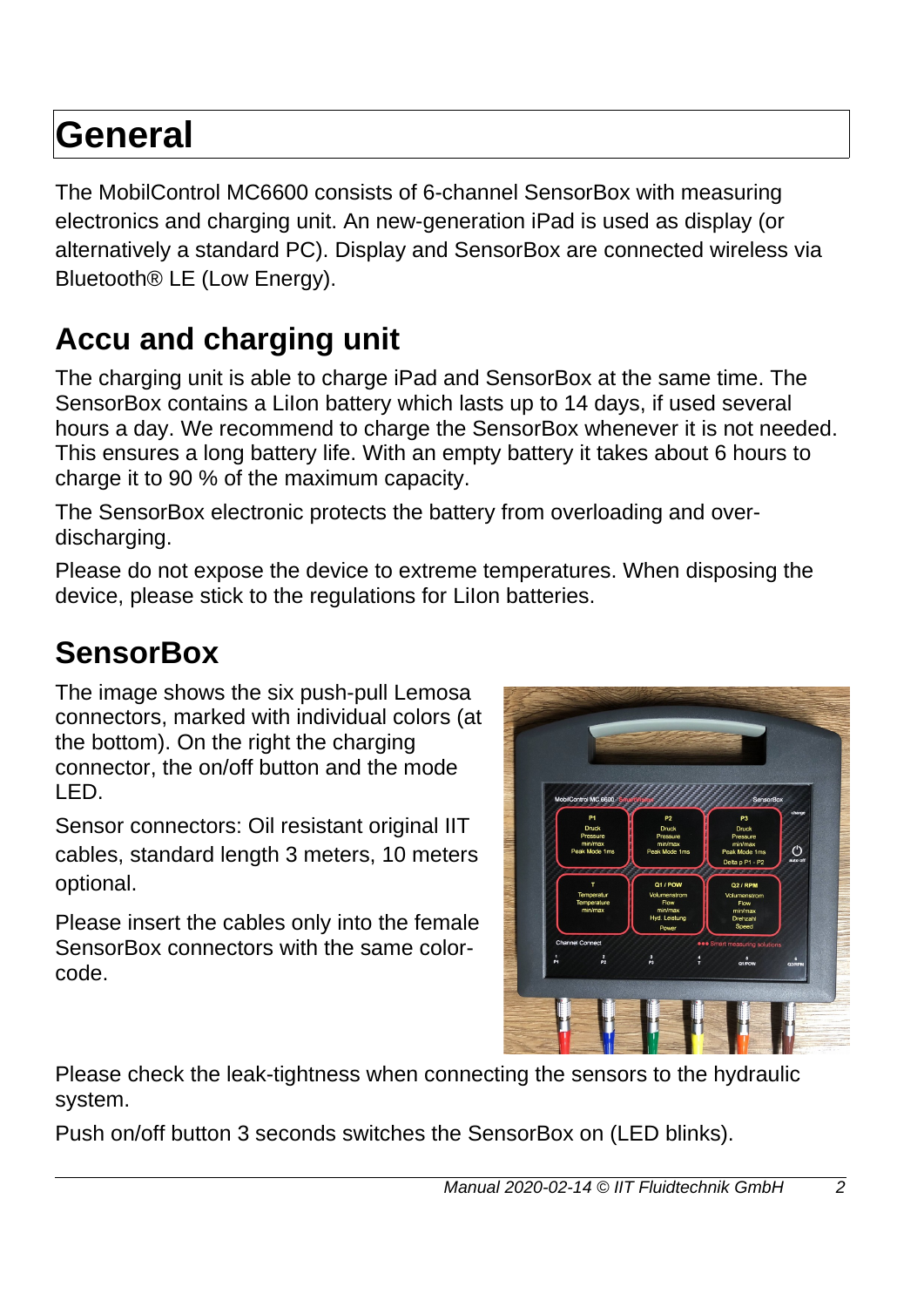# General

The MobilControl MC6600 consists of 6-channel SensorBox with measuring electronics and charging unit. An new-generation iPad is used as display (or alternatively a standard PC). Display and SensorBox are connected wireless via Bluetooth® LE (Low Energy).

## Accu and charging unit

The charging unit is able to charge iPad and SensorBox at the same time. The SensorBox contains a LiIon battery which lasts up to 14 days, if used several hours a day. We recommend to charge the SensorBox whenever it is not needed. This ensures a long battery life. With an empty battery it takes about 6 hours to charge it to 90 % of the maximum capacity.

The SensorBox electronic protects the battery from overloading and over-discharging.

Please do not expose the device to extreme temperatures. When disposing the device, please stick to the regulations for LiIon batteries.

## SensorBox

The image shows the six push-pull Lemosa connectors, marked with individual colors (at the bottom). On the right the charging connector, the on/off button and the mode LED.

Sensor connectors: Oil resistant original IIT cables, standard length 3 meters, 10 meters optional.

Please insert the cables only into the female SensorBox connectors with the same color-code.

Please check the leak-tightness when connecting the sensors to the hydraulic system.

Push on/off button 3 seconds switches the SensorBox on (LED blinks).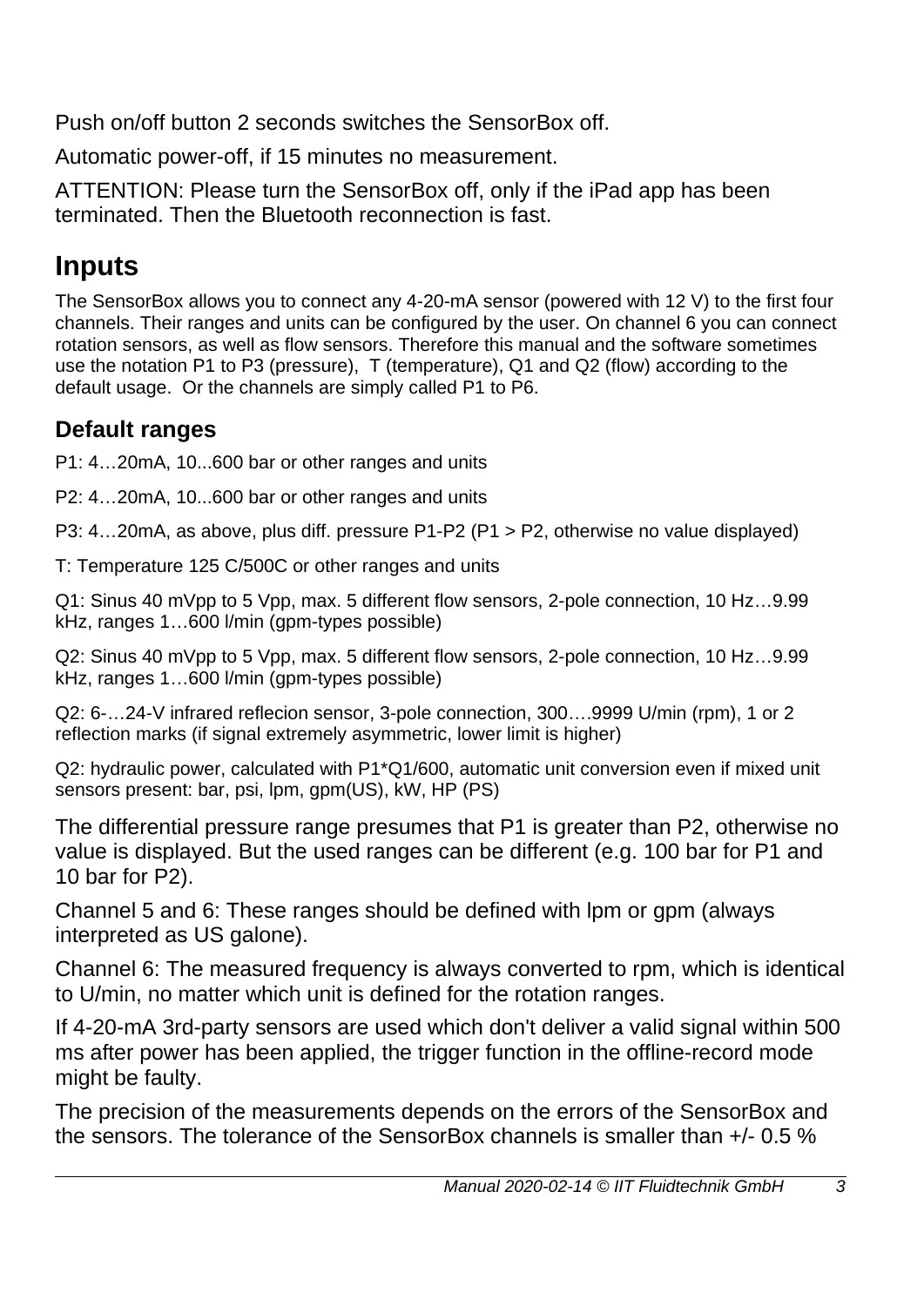Push on/off button 2 seconds switches the SensorBox off.

Automatic power-off, if 15 minutes no measurement.

ATTENTION: Please turn the SensorBox off, only if the iPad app has been terminated. Then the Bluetooth reconnection is fast.

# Inputs

The SensorBox allows you to connect any 4-20-mA sensor (powered with 12 V) to the first four channels. Their ranges and units can be configured by the user. On channel 6 you can connect rotation sensors, as well as flow sensors. Therefore this manual and the software sometimes use the notation P1 to P3 (pressure), T (temperature), Q1 and Q2 (flow) according to the default usage. Or the channels are simply called P1 to P6.

## Default ranges

P1: 4…20mA, 10...600 bar or other ranges and units

P2: 4…20mA, 10...600 bar or other ranges and units

P3: 4…20mA, as above, plus diff. pressure P1-P2 (P1 > P2, otherwise no value displayed)

T: Temperature 125 C/500C or other ranges and units

Q1: Sinus 40 mVpp to 5 Vpp, max. 5 different flow sensors, 2-pole connection, 10 Hz…9.99 kHz, ranges 1…600 l/min (gpm-types possible)

Q2: Sinus 40 mVpp to 5 Vpp, max. 5 different flow sensors, 2-pole connection, 10 Hz…9.99 kHz, ranges 1…600 l/min (gpm-types possible)

Q2: 6-…24-V infrared reflecion sensor, 3-pole connection, 300….9999 U/min (rpm), 1 or 2 reflection marks (if signal extremely asymmetric, lower limit is higher)

Q2: hydraulic power, calculated with P1*Q1/600, automatic unit conversion even if mixed unit sensors present: bar, psi, lpm, gpm(US), kW, HP (PS)

The differential pressure range presumes that P1 is greater than P2, otherwise no value is displayed. But the used ranges can be different (e.g. 100 bar for P1 and 10 bar for P2).

Channel 5 and 6: These ranges should be defined with lpm or gpm (always interpreted as US galone).

Channel 6: The measured frequency is always converted to rpm, which is identical to U/min, no matter which unit is defined for the rotation ranges.

If 4-20-mA 3rd-party sensors are used which don't deliver a valid signal within 500 ms after power has been applied, the trigger function in the offline-record mode might be faulty.

The precision of the measurements depends on the errors of the SensorBox and the sensors. The tolerance of the SensorBox channels is smaller than +/- 0.5 %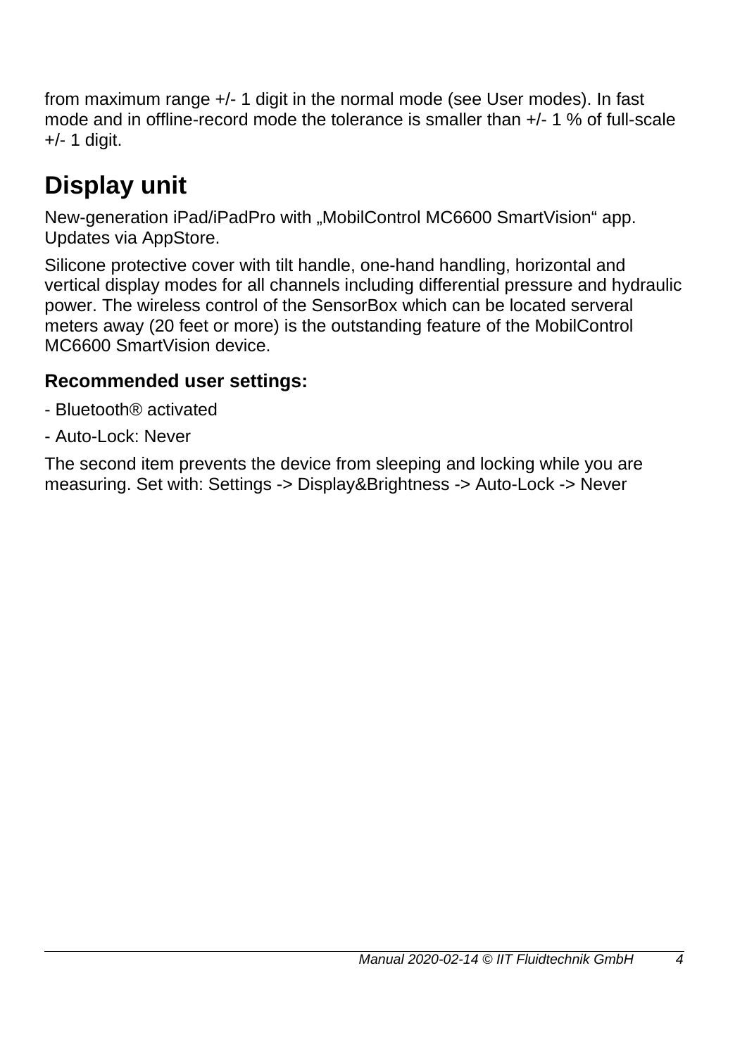from maximum range +/- 1 digit in the normal mode (see User modes). In fast mode and in offline-record mode the tolerance is smaller than +/- 1 % of full-scale +/- 1 digit.

# Display unit

New-generation iPad/iPadPro with „MobilControl MC6600 SmartVision“ app. Updates via AppStore.

Silicone protective cover with tilt handle, one-hand handling, horizontal and vertical display modes for all channels including differential pressure and hydraulic power. The wireless control of the SensorBox which can be located serveral meters away (20 feet or more) is the outstanding feature of the MobilControl MC6600 SmartVision device.

### Recommended user settings:

- Bluetooth® activated
- Auto-Lock: Never

The second item prevents the device from sleeping and locking while you are measuring. Set with: Settings -> Display&Brightness -> Auto-Lock -> Never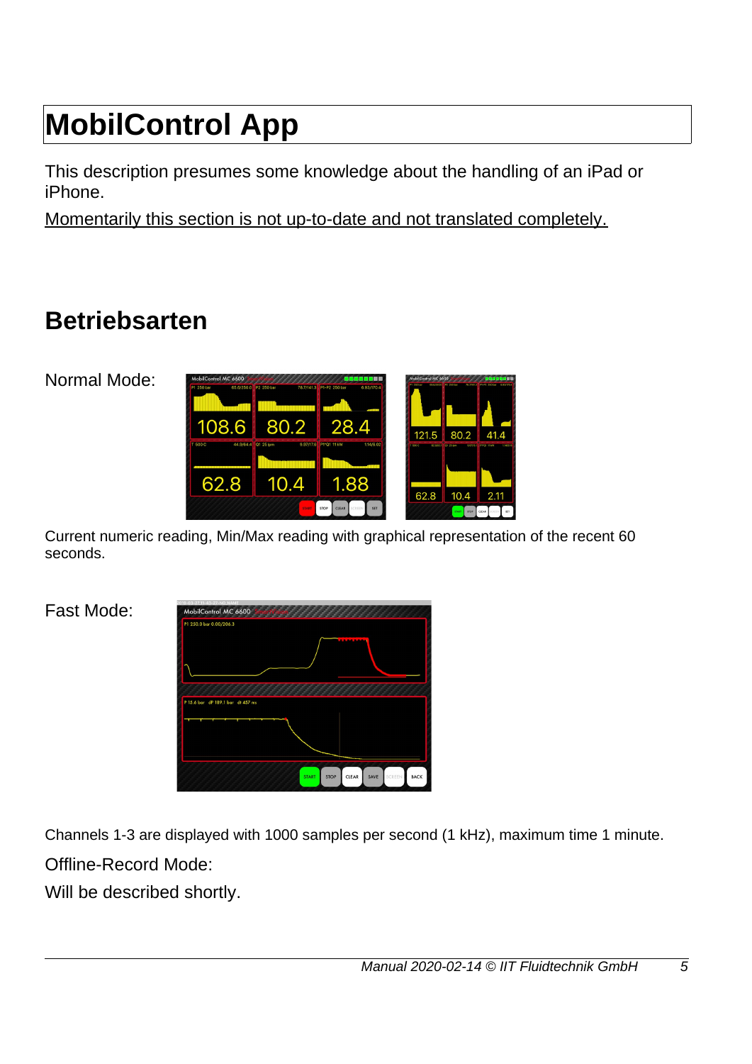# MobilControl App

This description presumes some knowledge about the handling of an iPad or iPhone.

Momentarily this section is not up-to-date and not translated completely.

## Betriebsarten

Normal Mode:

Current numeric reading, Min/Max reading with graphical representation of the recent 60 seconds.

Fast Mode:

Channels 1-3 are displayed with 1000 samples per second (1 kHz), maximum time 1 minute.

Offline-Record Mode:

Will be described shortly.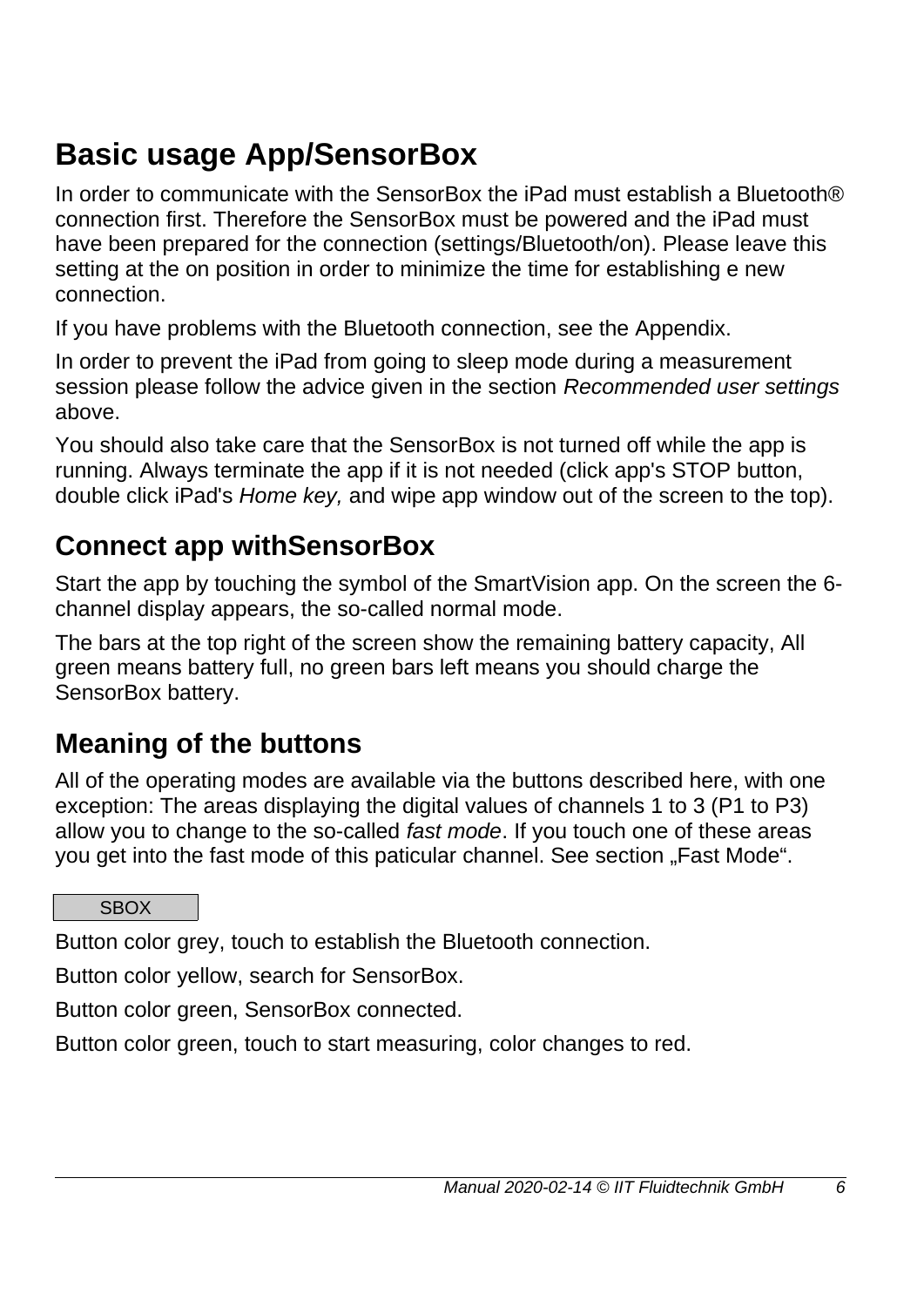# Basic usage App/SensorBox

In order to communicate with the SensorBox the iPad must establish a Bluetooth® connection first. Therefore the SensorBox must be powered and the iPad must have been prepared for the connection (settings/Bluetooth/on). Please leave this setting at the on position in order to minimize the time for establishing e new connection.

If you have problems with the Bluetooth connection, see the Appendix.

In order to prevent the iPad from going to sleep mode during a measurement session please follow the advice given in the section *Recommended user settings* above.

You should also take care that the SensorBox is not turned off while the app is running. Always terminate the app if it is not needed (click app's STOP button, double click iPad's *Home key,* and wipe app window out of the screen to the top).

## Connect app withSensorBox

Start the app by touching the symbol of the SmartVision app. On the screen the 6-channel display appears, the so-called normal mode.

The bars at the top right of the screen show the remaining battery capacity, All green means battery full, no green bars left means you should charge the SensorBox battery.

## Meaning of the buttons

All of the operating modes are available via the buttons described here, with one exception: The areas displaying the digital values of channels 1 to 3 (P1 to P3) allow you to change to the so-called *fast mode*. If you touch one of these areas you get into the fast mode of this paticular channel. See section „Fast Mode“.

SBOX

Button color grey, touch to establish the Bluetooth connection.

Button color yellow, search for SensorBox.

Button color green, SensorBox connected.

Button color green, touch to start measuring, color changes to red.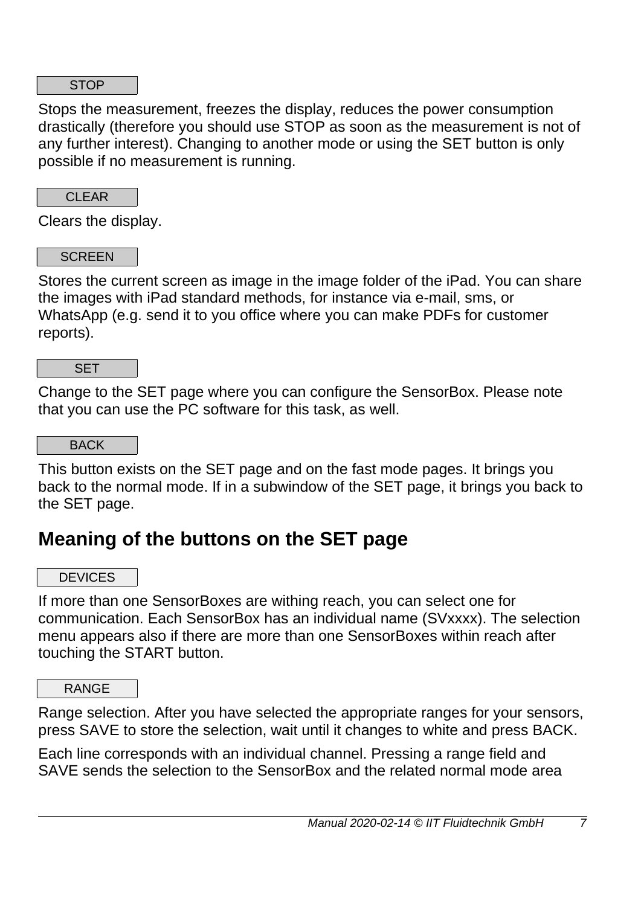STOP

Stops the measurement, freezes the display, reduces the power consumption drastically (therefore you should use STOP as soon as the measurement is not of any further interest). Changing to another mode or using the SET button is only possible if no measurement is running.

CLEAR

Clears the display.

SCREEN

Stores the current screen as image in the image folder of the iPad. You can share the images with iPad standard methods, for instance via e-mail, sms, or WhatsApp (e.g. send it to you office where you can make PDFs for customer reports).

SET

Change to the SET page where you can configure the SensorBox. Please note that you can use the PC software for this task, as well.

BACK

This button exists on the SET page and on the fast mode pages. It brings you back to the normal mode. If in a subwindow of the SET page, it brings you back to the SET page.

## Meaning of the buttons on the SET page

DEVICES

If more than one SensorBoxes are withing reach, you can select one for communication. Each SensorBox has an individual name (SVxxxx). The selection menu appears also if there are more than one SensorBoxes within reach after touching the START button.

RANGE

Range selection. After you have selected the appropriate ranges for your sensors, press SAVE to store the selection, wait until it changes to white and press BACK.

Each line corresponds with an individual channel. Pressing a range field and SAVE sends the selection to the SensorBox and the related normal mode area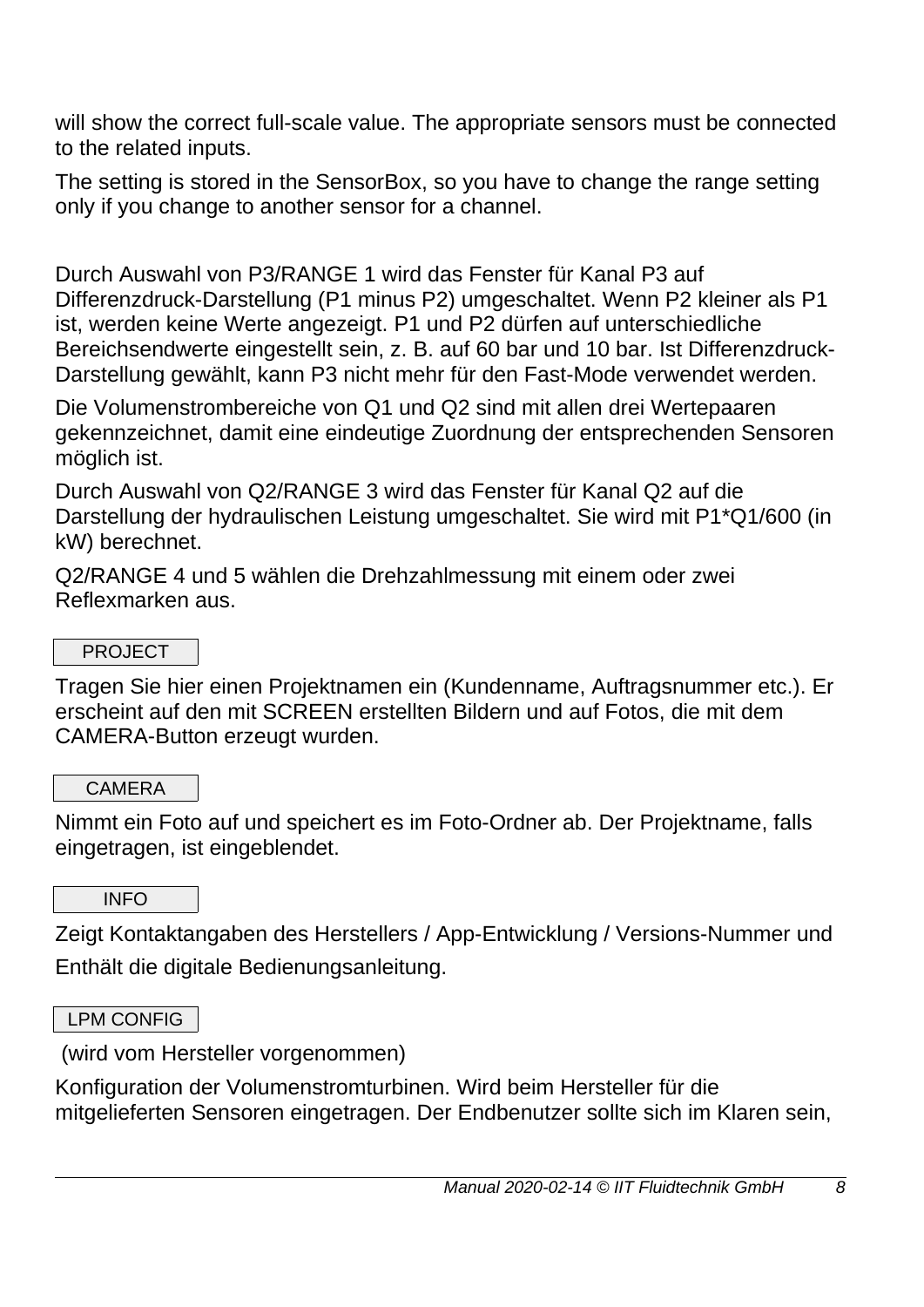will show the correct full-scale value. The appropriate sensors must be connected to the related inputs.

The setting is stored in the SensorBox, so you have to change the range setting only if you change to another sensor for a channel.

Durch Auswahl von P3/RANGE 1 wird das Fenster für Kanal P3 auf Differenzdruck-Darstellung (P1 minus P2) umgeschaltet. Wenn P2 kleiner als P1 ist, werden keine Werte angezeigt. P1 und P2 dürfen auf unterschiedliche Bereichsendwerte eingestellt sein, z. B. auf 60 bar und 10 bar. Ist Differenzdruck-Darstellung gewählt, kann P3 nicht mehr für den Fast-Mode verwendet werden.

Die Volumenstrombereiche von Q1 und Q2 sind mit allen drei Wertepaaren gekennzeichnet, damit eine eindeutige Zuordnung der entsprechenden Sensoren möglich ist.

Durch Auswahl von Q2/RANGE 3 wird das Fenster für Kanal Q2 auf die Darstellung der hydraulischen Leistung umgeschaltet. Sie wird mit P1*Q1/600 (in kW) berechnet.

Q2/RANGE 4 und 5 wählen die Drehzahlmessung mit einem oder zwei Reflexmarken aus.

### PROJECT

Tragen Sie hier einen Projektnamen ein (Kundenname, Auftragsnummer etc.). Er erscheint auf den mit SCREEN erstellten Bildern und auf Fotos, die mit dem CAMERA-Button erzeugt wurden.

### CAMERA

Nimmt ein Foto auf und speichert es im Foto-Ordner ab. Der Projektname, falls eingetragen, ist eingeblendet.

### INFO

Zeigt Kontaktangaben des Herstellers / App-Entwicklung / Versions-Nummer und Enthält die digitale Bedienungsanleitung.

### LPM CONFIG

(wird vom Hersteller vorgenommen)

Konfiguration der Volumenstromturbinen. Wird beim Hersteller für die mitgelieferten Sensoren eingetragen. Der Endbenutzer sollte sich im Klaren sein,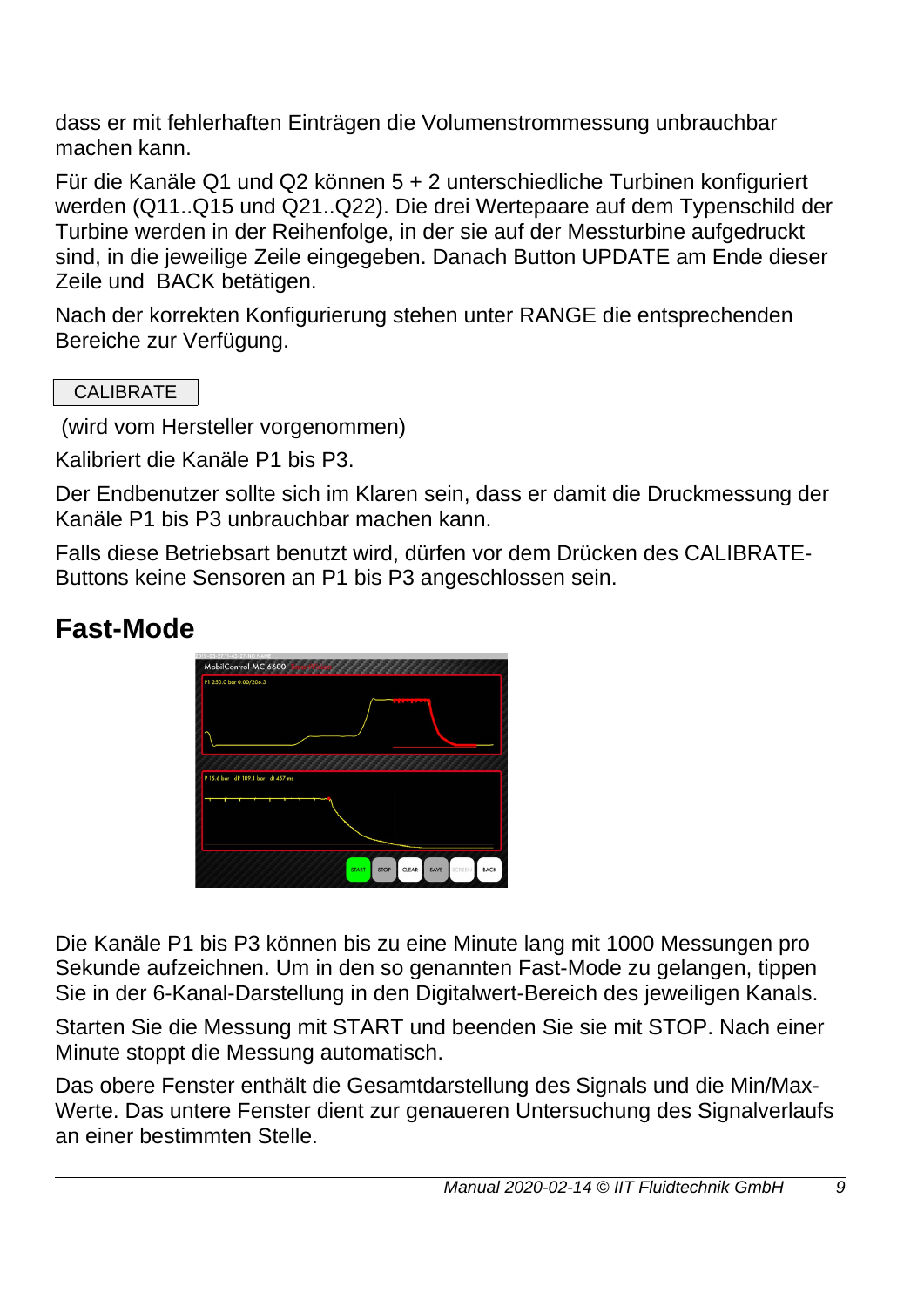dass er mit fehlerhaften Einträgen die Volumenstrommessung unbrauchbar machen kann.

Für die Kanäle Q1 und Q2 können 5 + 2 unterschiedliche Turbinen konfiguriert werden (Q11..Q15 und Q21..Q22). Die drei Wertepaare auf dem Typenschild der Turbine werden in der Reihenfolge, in der sie auf der Messturbine aufgedruckt sind, in die jeweilige Zeile eingegeben. Danach Button UPDATE am Ende dieser Zeile und  BACK betätigen.

Nach der korrekten Konfigurierung stehen unter RANGE die entsprechenden Bereiche zur Verfügung.

CALIBRATE

(wird vom Hersteller vorgenommen)

Kalibriert die Kanäle P1 bis P3.

Der Endbenutzer sollte sich im Klaren sein, dass er damit die Druckmessung der Kanäle P1 bis P3 unbrauchbar machen kann.

Falls diese Betriebsart benutzt wird, dürfen vor dem Drücken des CALIBRATE-Buttons keine Sensoren an P1 bis P3 angeschlossen sein.

## Fast-Mode

Die Kanäle P1 bis P3 können bis zu eine Minute lang mit 1000 Messungen pro Sekunde aufzeichnen. Um in den so genannten Fast-Mode zu gelangen, tippen Sie in der 6-Kanal-Darstellung in den Digitalwert-Bereich des jeweiligen Kanals.

Starten Sie die Messung mit START und beenden Sie sie mit STOP. Nach einer Minute stoppt die Messung automatisch.

Das obere Fenster enthält die Gesamtdarstellung des Signals und die Min/Max-Werte. Das untere Fenster dient zur genaueren Untersuchung des Signalverlaufs an einer bestimmten Stelle.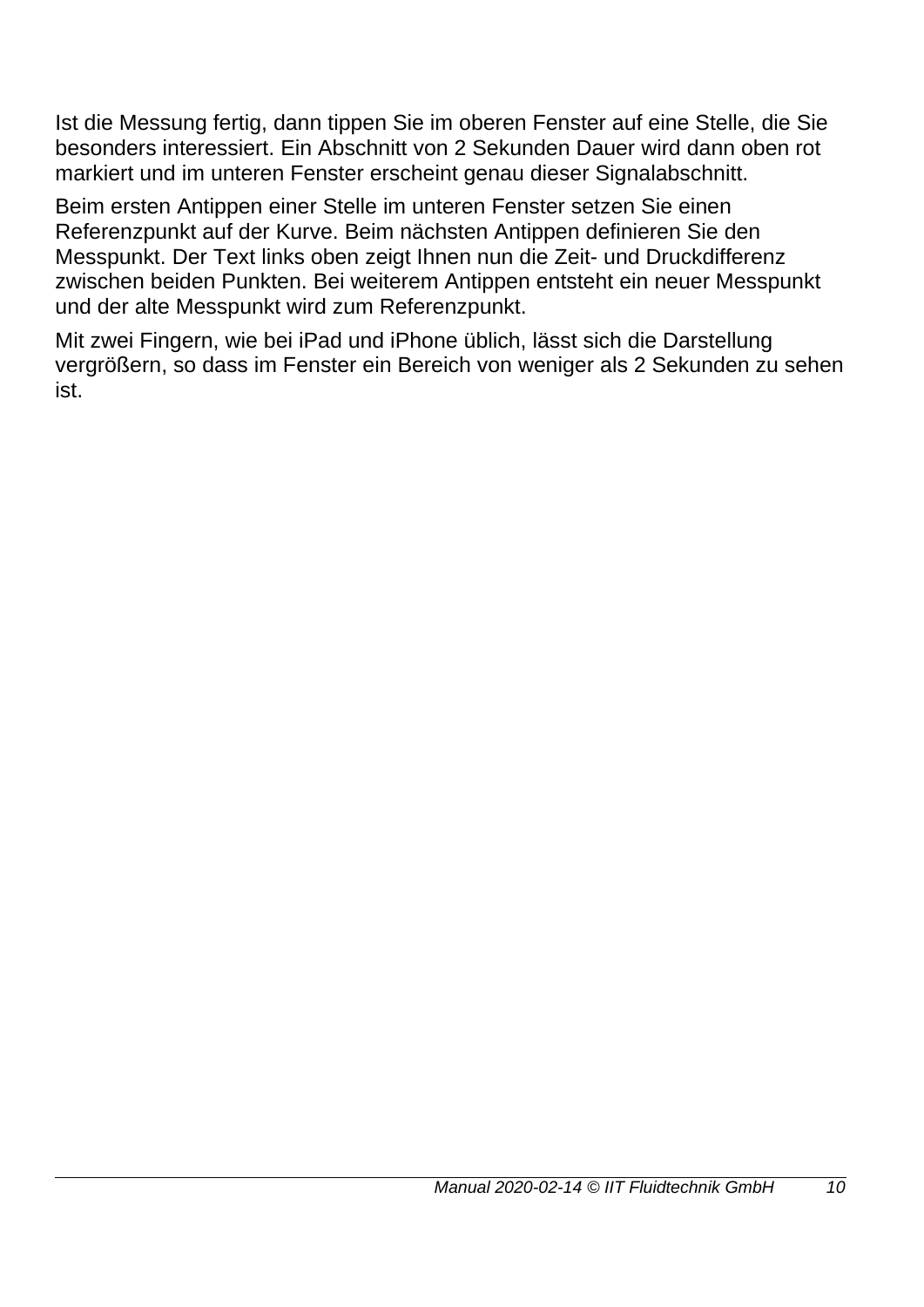Ist die Messung fertig, dann tippen Sie im oberen Fenster auf eine Stelle, die Sie besonders interessiert. Ein Abschnitt von 2 Sekunden Dauer wird dann oben rot markiert und im unteren Fenster erscheint genau dieser Signalabschnitt.

Beim ersten Antippen einer Stelle im unteren Fenster setzen Sie einen Referenzpunkt auf der Kurve. Beim nächsten Antippen definieren Sie den Messpunkt. Der Text links oben zeigt Ihnen nun die Zeit- und Druckdifferenz zwischen beiden Punkten. Bei weiterem Antippen entsteht ein neuer Messpunkt und der alte Messpunkt wird zum Referenzpunkt.

Mit zwei Fingern, wie bei iPad und iPhone üblich, lässt sich die Darstellung vergrößern, so dass im Fenster ein Bereich von weniger als 2 Sekunden zu sehen ist.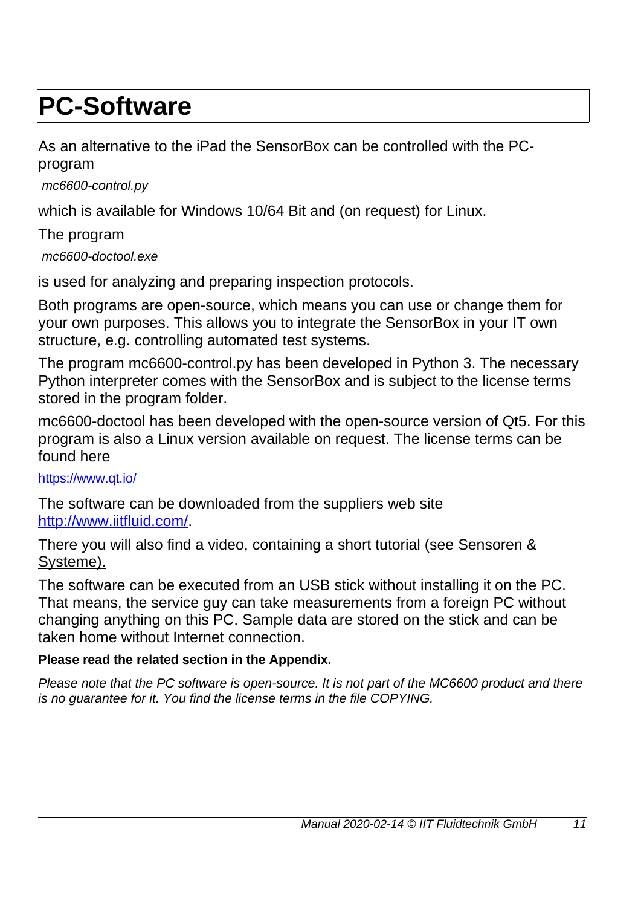# PC-Software

As an alternative to the iPad the SensorBox can be controlled with the PC-program

*mc6600-control.py*

which is available for Windows 10/64 Bit and (on request) for Linux.

The program

*mc6600-doctool.exe*

is used for analyzing and preparing inspection protocols.

Both programs are open-source, which means you can use or change them for your own purposes. This allows you to integrate the SensorBox in your IT own structure, e.g. controlling automated test systems.

The program mc6600-control.py has been developed in Python 3. The necessary Python interpreter comes with the SensorBox and is subject to the license terms stored in the program folder.

mc6600-doctool has been developed with the open-source version of Qt5. For this program is also a Linux version available on request. The license terms can be found here

https://www.qt.io/

The software can be downloaded from the suppliers web site http://www.iitfluid.com/.

There you will also find a video, containing a short tutorial (see Sensoren & Systeme).

The software can be executed from an USB stick without installing it on the PC. That means, the service guy can take measurements from a foreign PC without changing anything on this PC. Sample data are stored on the stick and can be taken home without Internet connection.

**Please read the related section in the Appendix.**

*Please note that the PC software is open-source. It is not part of the MC6600 product and there is no guarantee for it. You find the license terms in the file COPYING.*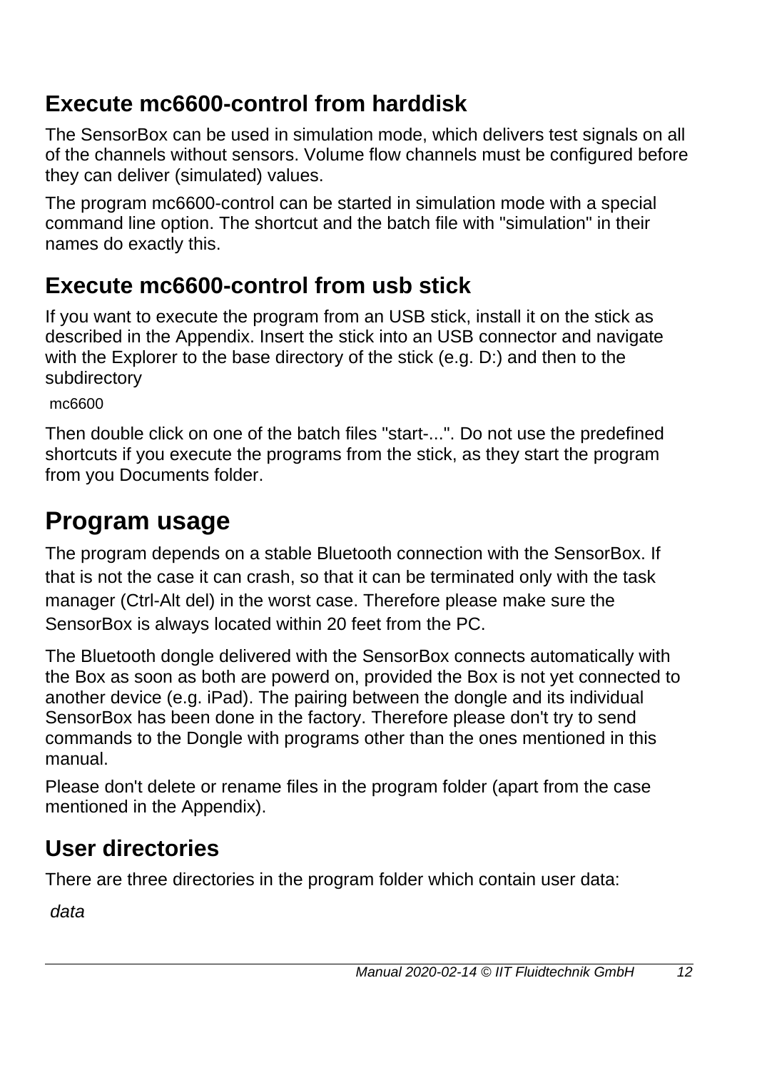## Execute mc6600-control from harddisk

The SensorBox can be used in simulation mode, which delivers test signals on all of the channels without sensors. Volume flow channels must be configured before they can deliver (simulated) values.

The program mc6600-control can be started in simulation mode with a special command line option. The shortcut and the batch file with "simulation" in their names do exactly this.

## Execute mc6600-control from usb stick

If you want to execute the program from an USB stick, install it on the stick as described in the Appendix. Insert the stick into an USB connector and navigate with the Explorer to the base directory of the stick (e.g. D:) and then to the subdirectory

```
mc6600
```

Then double click on one of the batch files "start-...". Do not use the predefined shortcuts if you execute the programs from the stick, as they start the program from you Documents folder.

# Program usage

The program depends on a stable Bluetooth connection with the SensorBox. If that is not the case it can crash, so that it can be terminated only with the task manager (Ctrl-Alt del) in the worst case. Therefore please make sure the SensorBox is always located within 20 feet from the PC.

The Bluetooth dongle delivered with the SensorBox connects automatically with the Box as soon as both are powerd on, provided the Box is not yet connected to another device (e.g. iPad). The pairing between the dongle and its individual SensorBox has been done in the factory. Therefore please don't try to send commands to the Dongle with programs other than the ones mentioned in this manual.

Please don't delete or rename files in the program folder (apart from the case mentioned in the Appendix).

## User directories

There are three directories in the program folder which contain user data:

*data*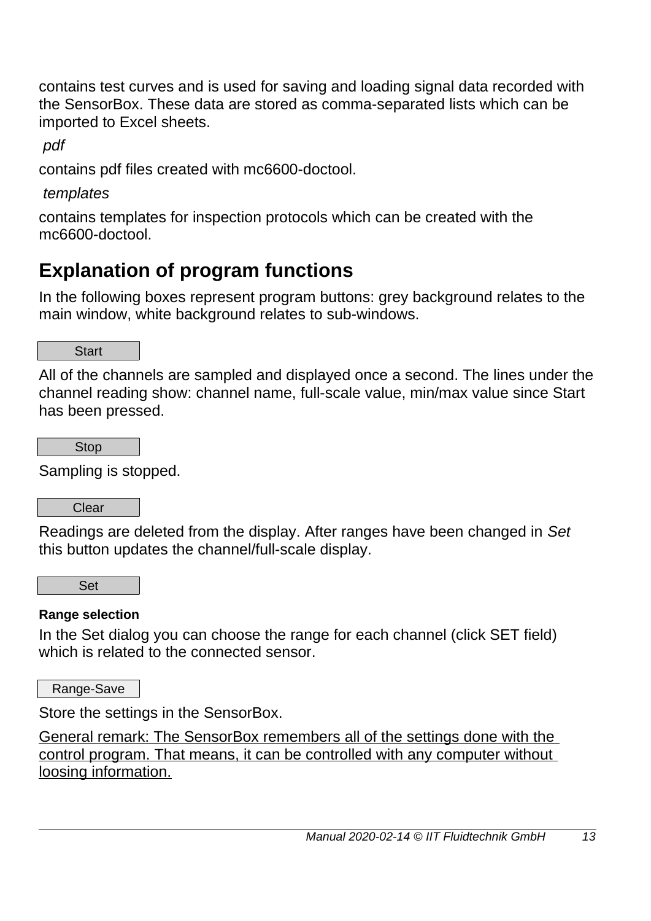contains test curves and is used for saving and loading signal data recorded with the SensorBox. These data are stored as comma-separated lists which can be imported to Excel sheets.

*pdf*

contains pdf files created with mc6600-doctool.

*templates*

contains templates for inspection protocols which can be created with the mc6600-doctool.

## Explanation of program functions

In the following boxes represent program buttons: grey background relates to the main window, white background relates to sub-windows.

| Start |
|---|

All of the channels are sampled and displayed once a second. The lines under the channel reading show: channel name, full-scale value, min/max value since Start has been pressed.

| Stop |
|---|

Sampling is stopped.

| Clear |
|---|

Readings are deleted from the display. After ranges have been changed in *Set* this button updates the channel/full-scale display.

| Set |
|---|

**Range selection**

In the Set dialog you can choose the range for each channel (click SET field) which is related to the connected sensor.

| Range-Save |
|---|

Store the settings in the SensorBox.

<u>General remark: The SensorBox remembers all of the settings done with the control program. That means, it can be controlled with any computer without loosing information.</u>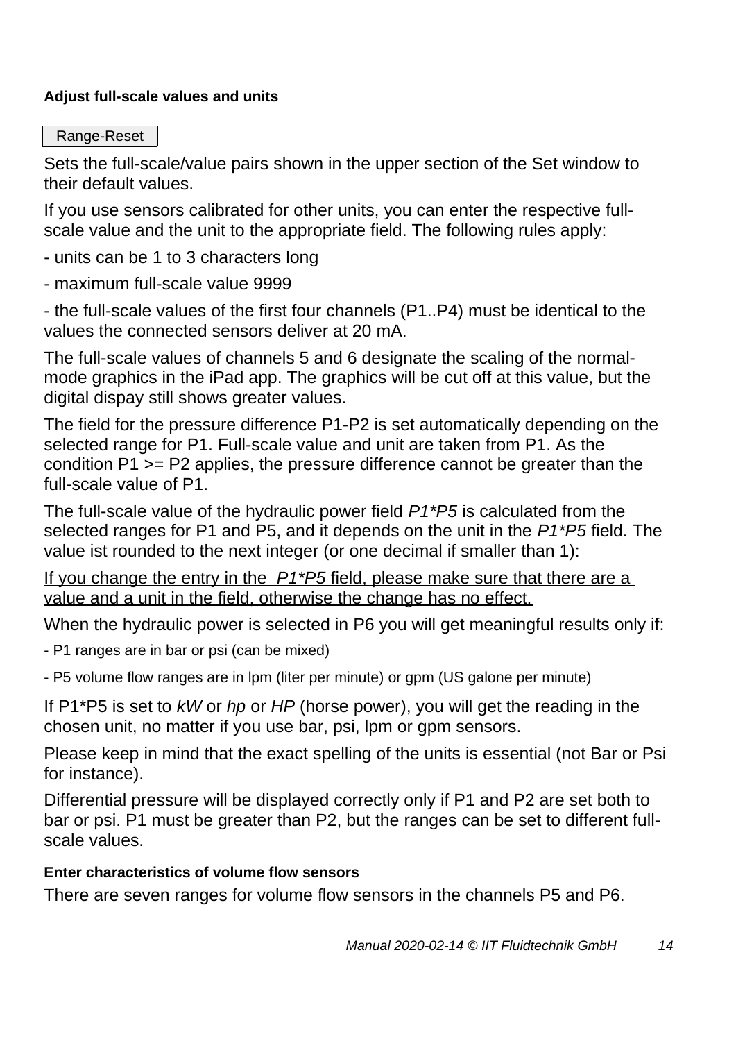#### Adjust full-scale values and units

Range-Reset

Sets the full-scale/value pairs shown in the upper section of the Set window to their default values.

If you use sensors calibrated for other units, you can enter the respective full-scale value and the unit to the appropriate field. The following rules apply:

- units can be 1 to 3 characters long
- maximum full-scale value 9999
- the full-scale values of the first four channels (P1..P4) must be identical to the values the connected sensors deliver at 20 mA.

The full-scale values of channels 5 and 6 designate the scaling of the normal-mode graphics in the iPad app. The graphics will be cut off at this value, but the digital dispay still shows greater values.

The field for the pressure difference P1-P2 is set automatically depending on the selected range for P1. Full-scale value and unit are taken from P1. As the condition P1 >= P2 applies, the pressure difference cannot be greater than the full-scale value of P1.

The full-scale value of the hydraulic power field *P1*P5* is calculated from the selected ranges for P1 and P5, and it depends on the unit in the *P1*P5* field. The value ist rounded to the next integer (or one decimal if smaller than 1):

<u>If you change the entry in the *P1*P5* field, please make sure that there are a value and a unit in the field, otherwise the change has no effect.</u>

When the hydraulic power is selected in P6 you will get meaningful results only if:

- P1 ranges are in bar or psi (can be mixed)
- P5 volume flow ranges are in lpm (liter per minute) or gpm (US galone per minute)

If P1*P5 is set to *kW* or *hp* or *HP* (horse power), you will get the reading in the chosen unit, no matter if you use bar, psi, lpm or gpm sensors.

Please keep in mind that the exact spelling of the units is essential (not Bar or Psi for instance).

Differential pressure will be displayed correctly only if P1 and P2 are set both to bar or psi. P1 must be greater than P2, but the ranges can be set to different full-scale values.

#### Enter characteristics of volume flow sensors

There are seven ranges for volume flow sensors in the channels P5 and P6.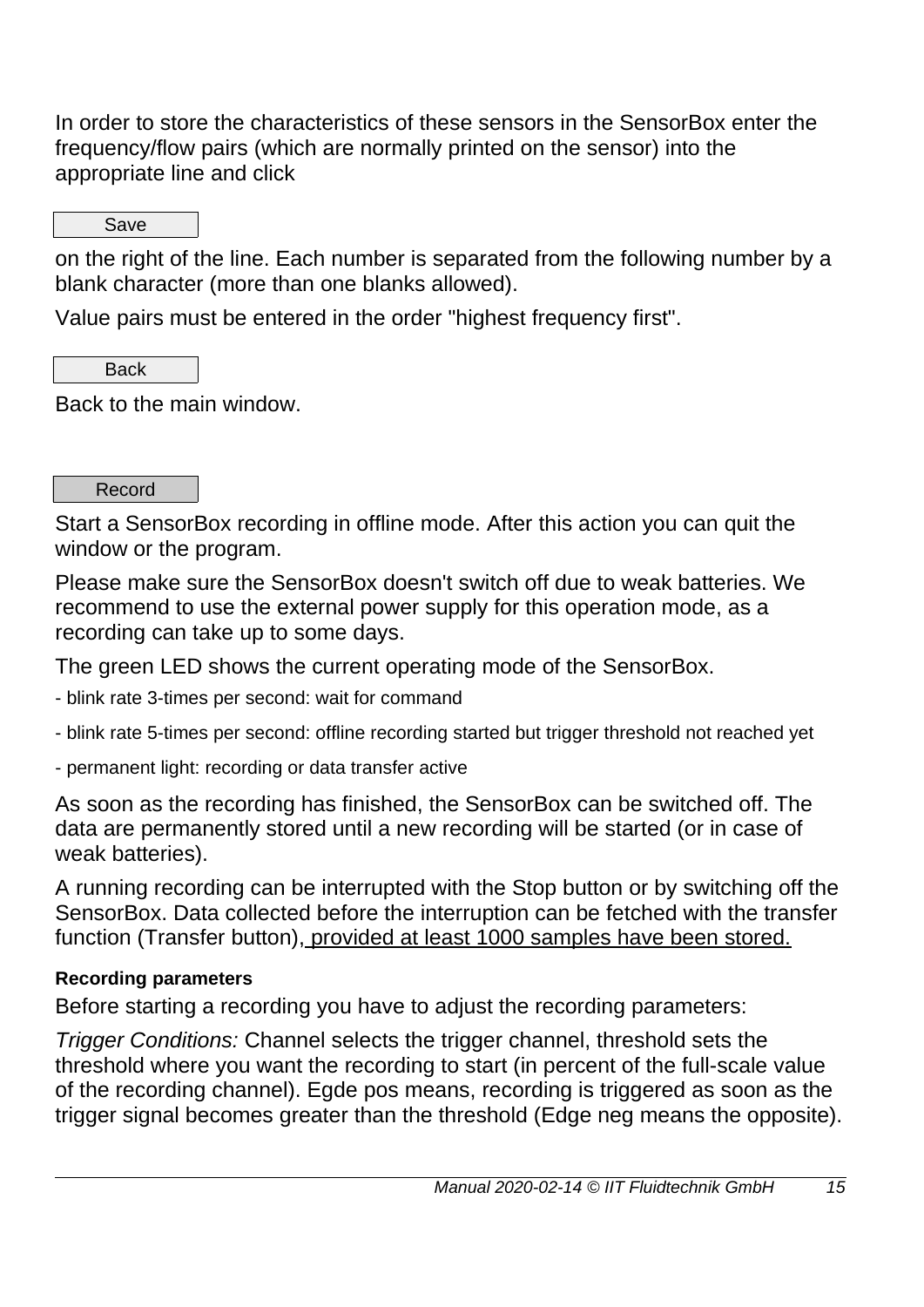In order to store the characteristics of these sensors in the SensorBox enter the frequency/flow pairs (which are normally printed on the sensor) into the appropriate line and click

Save

on the right of the line. Each number is separated from the following number by a blank character (more than one blanks allowed).

Value pairs must be entered in the order "highest frequency first".

Back

Back to the main window.

Record

Start a SensorBox recording in offline mode. After this action you can quit the window or the program.

Please make sure the SensorBox doesn't switch off due to weak batteries. We recommend to use the external power supply for this operation mode, as a recording can take up to some days.

The green LED shows the current operating mode of the SensorBox.

- blink rate 3-times per second: wait for command
- blink rate 5-times per second: offline recording started but trigger threshold not reached yet
- permanent light: recording or data transfer active

As soon as the recording has finished, the SensorBox can be switched off. The data are permanently stored until a new recording will be started (or in case of weak batteries).

A running recording can be interrupted with the Stop button or by switching off the SensorBox. Data collected before the interruption can be fetched with the transfer function (Transfer button), provided at least 1000 samples have been stored.

**Recording parameters**

Before starting a recording you have to adjust the recording parameters:

*Trigger Conditions:* Channel selects the trigger channel, threshold sets the threshold where you want the recording to start (in percent of the full-scale value of the recording channel). Egde pos means, recording is triggered as soon as the trigger signal becomes greater than the threshold (Edge neg means the opposite).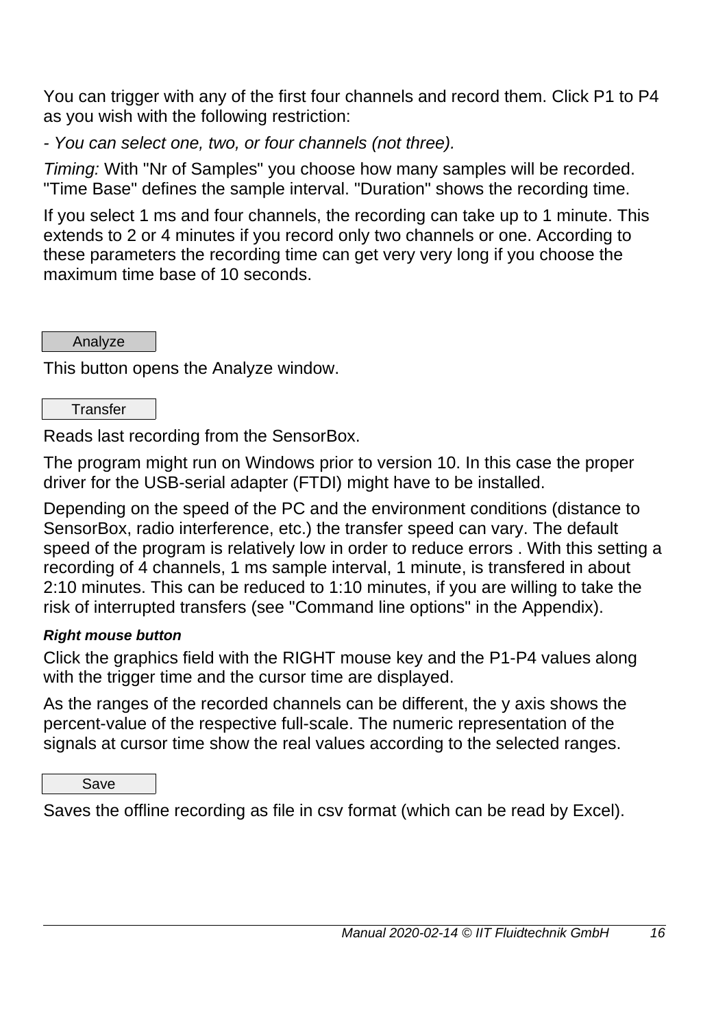You can trigger with any of the first four channels and record them. Click P1 to P4 as you wish with the following restriction:

- *You can select one, two, or four channels (not three).*

*Timing:* With "Nr of Samples" you choose how many samples will be recorded. "Time Base" defines the sample interval. "Duration" shows the recording time.

If you select 1 ms and four channels, the recording can take up to 1 minute. This extends to 2 or 4 minutes if you record only two channels or one. According to these parameters the recording time can get very very long if you choose the maximum time base of 10 seconds.

**Analyze**

This button opens the Analyze window.

**Transfer**

Reads last recording from the SensorBox.

The program might run on Windows prior to version 10. In this case the proper driver for the USB-serial adapter (FTDI) might have to be installed.

Depending on the speed of the PC and the environment conditions (distance to SensorBox, radio interference, etc.) the transfer speed can vary. The default speed of the program is relatively low in order to reduce errors . With this setting a recording of 4 channels, 1 ms sample interval, 1 minute, is transfered in about 2:10 minutes. This can be reduced to 1:10 minutes, if you are willing to take the risk of interrupted transfers (see "Command line options" in the Appendix).

***Right mouse button***

Click the graphics field with the RIGHT mouse key and the P1-P4 values along with the trigger time and the cursor time are displayed.

As the ranges of the recorded channels can be different, the y axis shows the percent-value of the respective full-scale. The numeric representation of the signals at cursor time show the real values according to the selected ranges.

**Save**

Saves the offline recording as file in csv format (which can be read by Excel).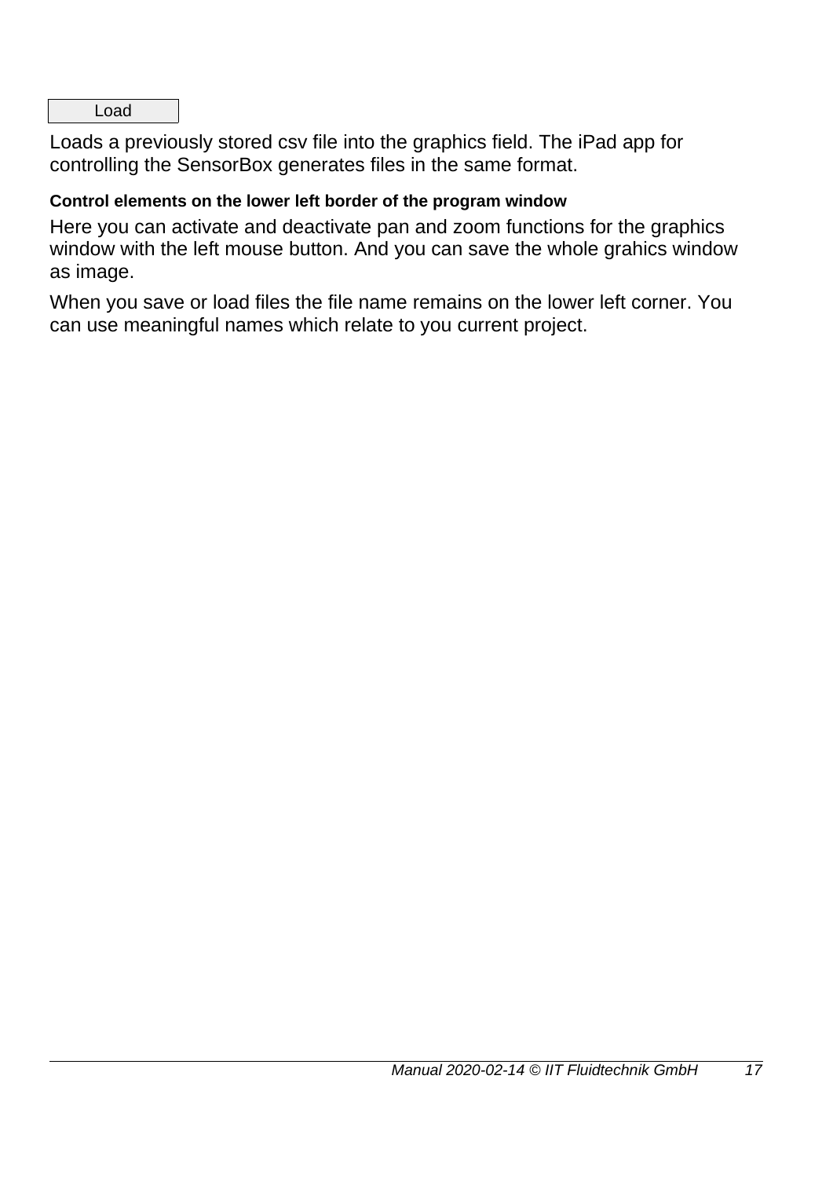Load

Loads a previously stored csv file into the graphics field. The iPad app for controlling the SensorBox generates files in the same format.

**Control elements on the lower left border of the program window**

Here you can activate and deactivate pan and zoom functions for the graphics window with the left mouse button. And you can save the whole grahics window as image.

When you save or load files the file name remains on the lower left corner. You can use meaningful names which relate to you current project.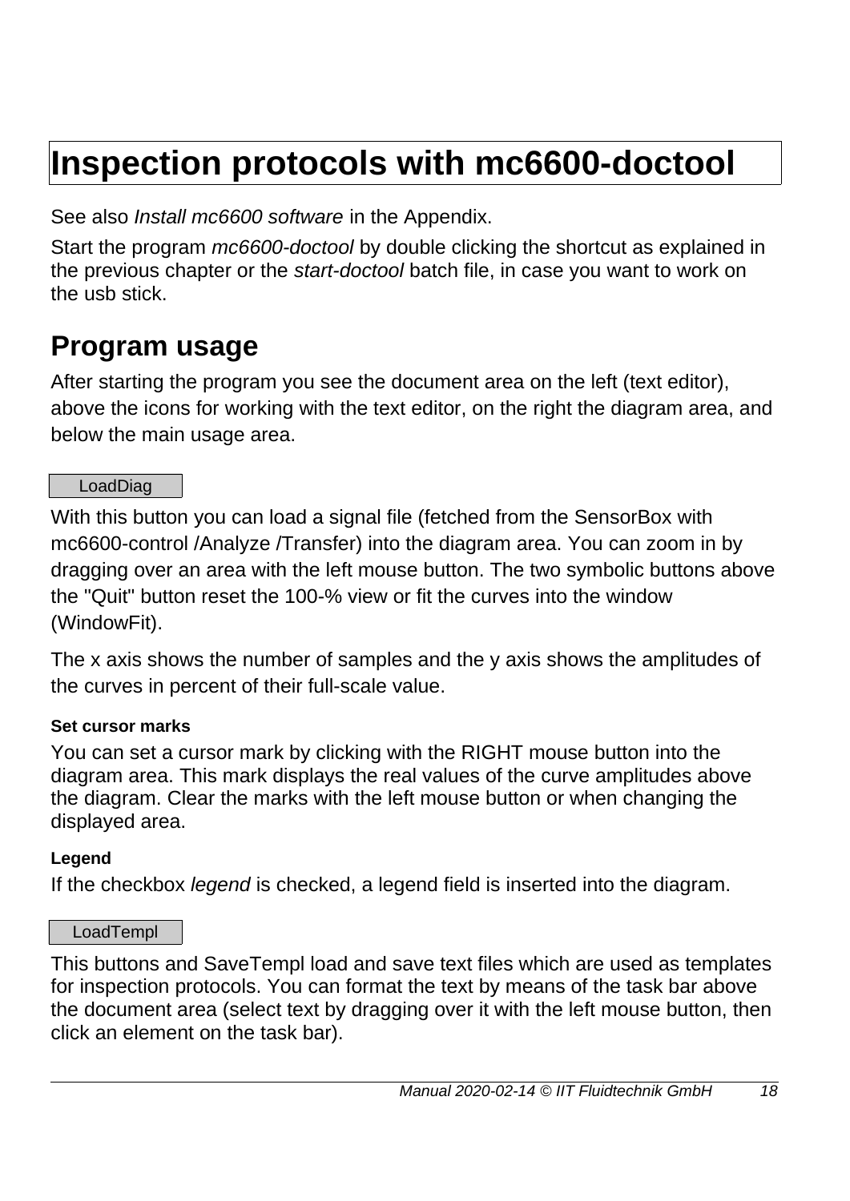# Inspection protocols with mc6600-doctool

See also *Install mc6600 software* in the Appendix.

Start the program *mc6600-doctool* by double clicking the shortcut as explained in the previous chapter or the *start-doctool* batch file, in case you want to work on the usb stick.

## Program usage

After starting the program you see the document area on the left (text editor), above the icons for working with the text editor, on the right the diagram area, and below the main usage area.

LoadDiag

With this button you can load a signal file (fetched from the SensorBox with mc6600-control /Analyze /Transfer) into the diagram area. You can zoom in by dragging over an area with the left mouse button. The two symbolic buttons above the "Quit" button reset the 100-% view or fit the curves into the window (WindowFit).

The x axis shows the number of samples and the y axis shows the amplitudes of the curves in percent of their full-scale value.

**Set cursor marks**

You can set a cursor mark by clicking with the RIGHT mouse button into the diagram area. This mark displays the real values of the curve amplitudes above the diagram. Clear the marks with the left mouse button or when changing the displayed area.

**Legend**

If the checkbox *legend* is checked, a legend field is inserted into the diagram.

LoadTempl

This buttons and SaveTempl load and save text files which are used as templates for inspection protocols. You can format the text by means of the task bar above the document area (select text by dragging over it with the left mouse button, then click an element on the task bar).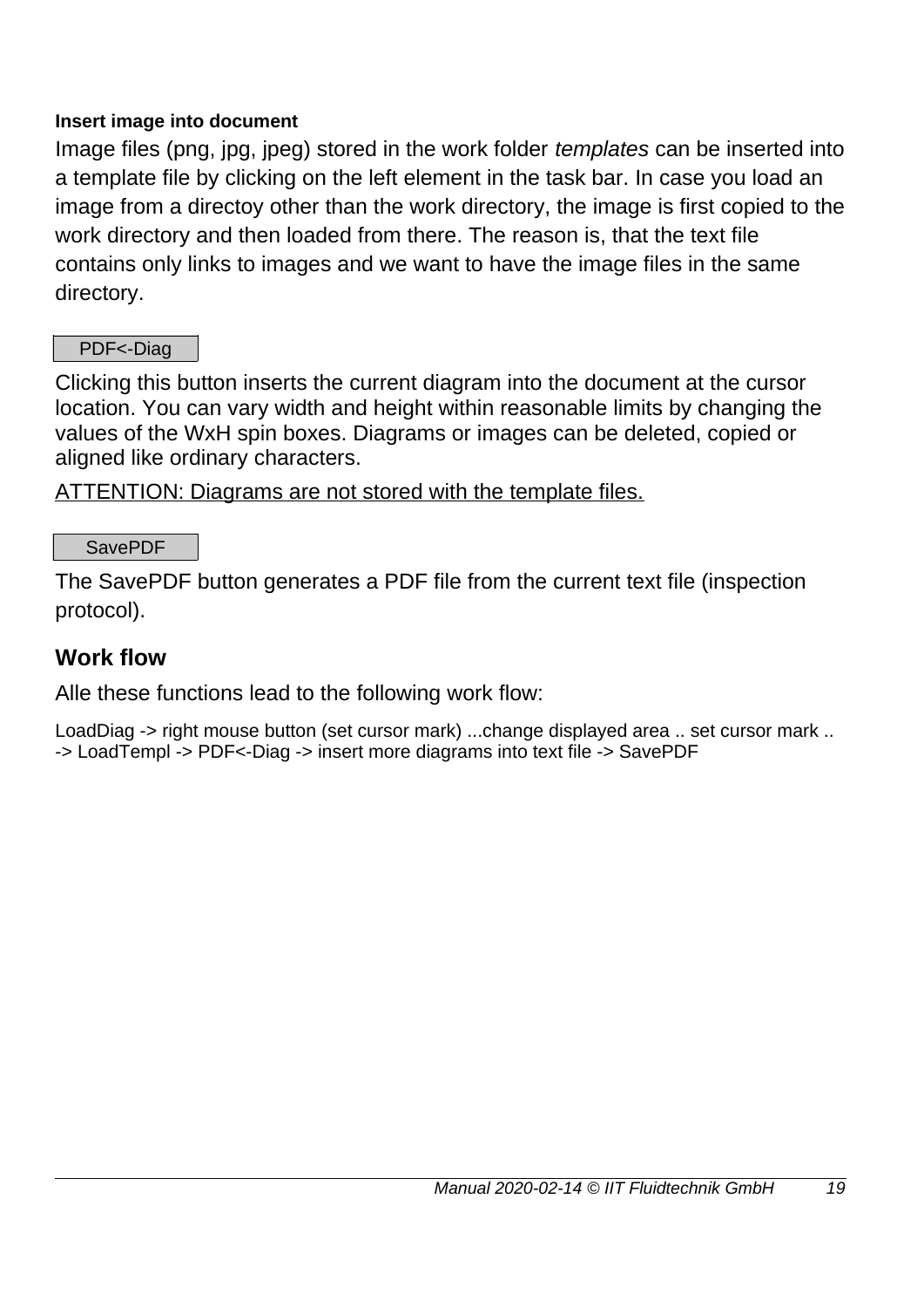**Insert image into document**

Image files (png, jpg, jpeg) stored in the work folder *templates* can be inserted into a template file by clicking on the left element in the task bar. In case you load an image from a directoy other than the work directory, the image is first copied to the work directory and then loaded from there. The reason is, that the text file contains only links to images and we want to have the image files in the same directory.

PDF<-Diag

Clicking this button inserts the current diagram into the document at the cursor location. You can vary width and height within reasonable limits by changing the values of the WxH spin boxes. Diagrams or images can be deleted, copied or aligned like ordinary characters.

<u>ATTENTION: Diagrams are not stored with the template files.</u>

SavePDF

The SavePDF button generates a PDF file from the current text file (inspection protocol).

## Work flow

Alle these functions lead to the following work flow:

LoadDiag -> right mouse button (set cursor mark) ...change displayed area .. set cursor mark .. -> LoadTempl -> PDF<-Diag -> insert more diagrams into text file -> SavePDF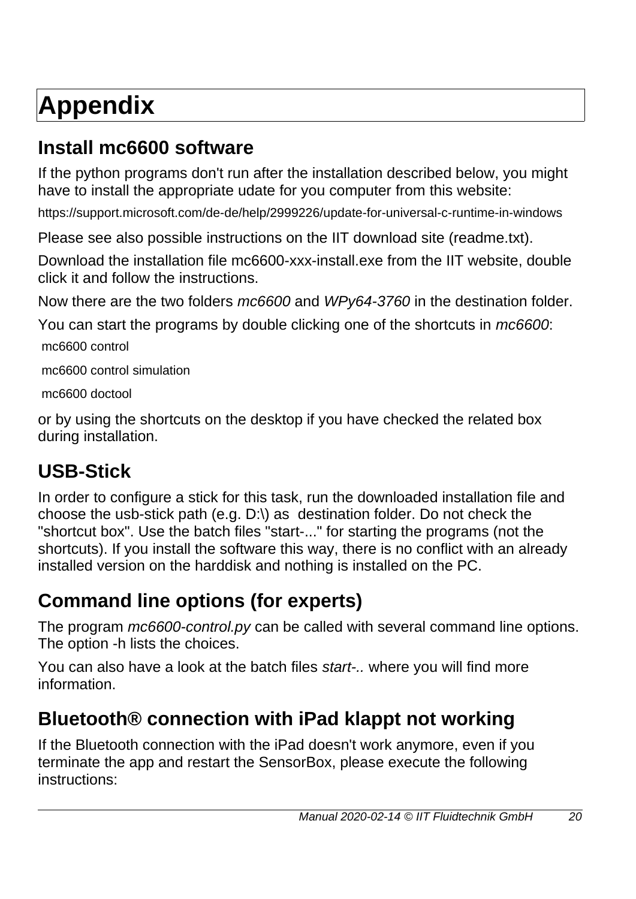# Appendix

## Install mc6600 software

If the python programs don't run after the installation described below, you might have to install the appropriate udate for you computer from this website:

https://support.microsoft.com/de-de/help/2999226/update-for-universal-c-runtime-in-windows

Please see also possible instructions on the IIT download site (readme.txt).

Download the installation file mc6600-xxx-install.exe from the IIT website, double click it and follow the instructions.

Now there are the two folders *mc6600* and *WPy64-3760* in the destination folder.

You can start the programs by double clicking one of the shortcuts in *mc6600*:

mc6600 control

mc6600 control simulation

mc6600 doctool

or by using the shortcuts on the desktop if you have checked the related box during installation.

## USB-Stick

In order to configure a stick for this task, run the downloaded installation file and choose the usb-stick path (e.g. D:\) as destination folder. Do not check the "shortcut box". Use the batch files "start-..." for starting the programs (not the shortcuts). If you install the software this way, there is no conflict with an already installed version on the harddisk and nothing is installed on the PC.

## Command line options (for experts)

The program *mc6600-control.py* can be called with several command line options. The option -h lists the choices.

You can also have a look at the batch files *start-..* where you will find more information.

## Bluetooth® connection with iPad klappt not working

If the Bluetooth connection with the iPad doesn't work anymore, even if you terminate the app and restart the SensorBox, please execute the following instructions: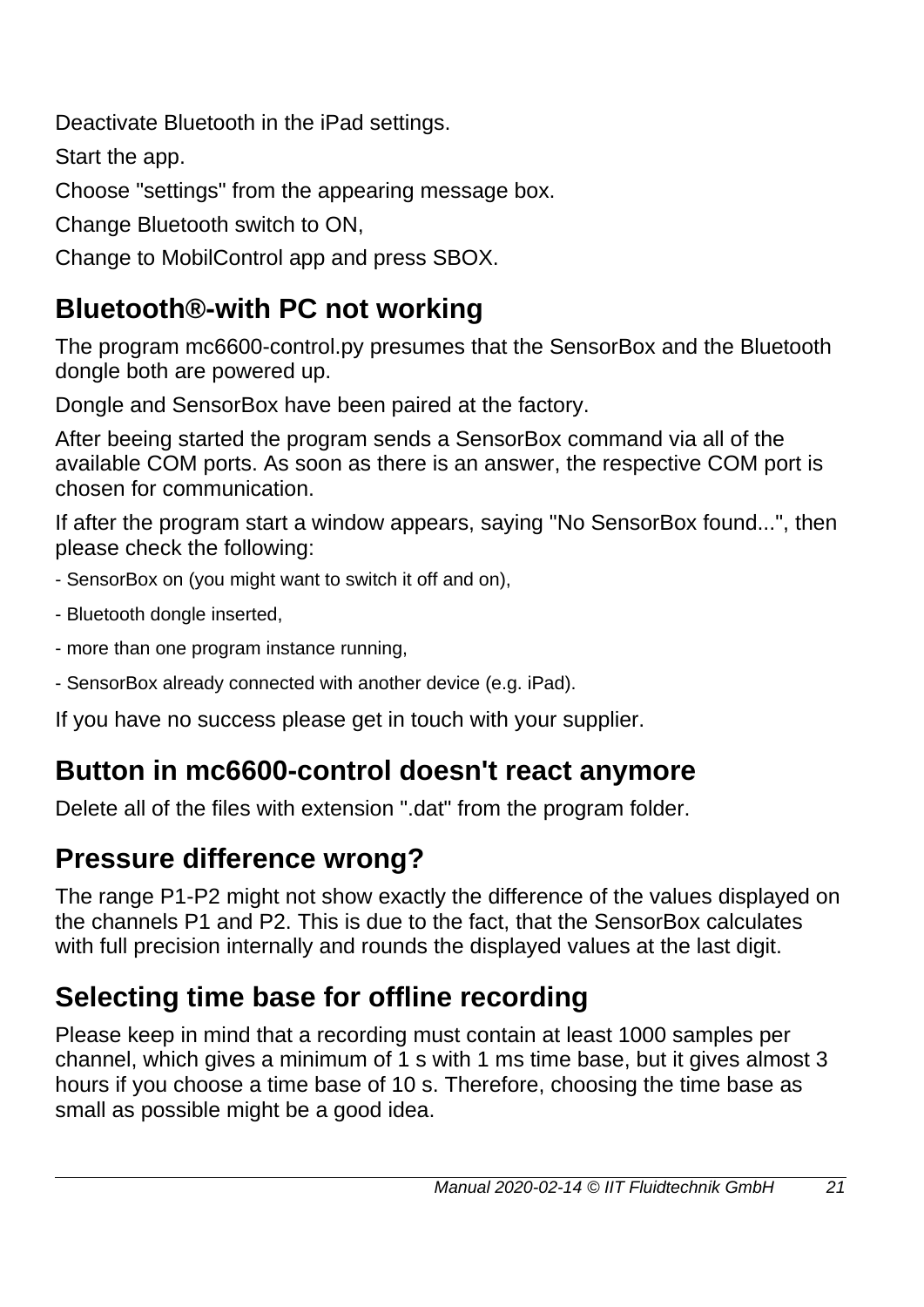Deactivate Bluetooth in the iPad settings.

Start the app.

Choose "settings" from the appearing message box.

Change Bluetooth switch to ON,

Change to MobilControl app and press SBOX.

## Bluetooth®-with PC not working

The program mc6600-control.py presumes that the SensorBox and the Bluetooth dongle both are powered up.

Dongle and SensorBox have been paired at the factory.

After beeing started the program sends a SensorBox command via all of the available COM ports. As soon as there is an answer, the respective COM port is chosen for communication.

If after the program start a window appears, saying "No SensorBox found...", then please check the following:

- SensorBox on (you might want to switch it off and on),
- Bluetooth dongle inserted,
- more than one program instance running,
- SensorBox already connected with another device (e.g. iPad).

If you have no success please get in touch with your supplier.

## Button in mc6600-control doesn't react anymore

Delete all of the files with extension ".dat" from the program folder.

## Pressure difference wrong?

The range P1-P2 might not show exactly the difference of the values displayed on the channels P1 and P2. This is due to the fact, that the SensorBox calculates with full precision internally and rounds the displayed values at the last digit.

## Selecting time base for offline recording

Please keep in mind that a recording must contain at least 1000 samples per channel, which gives a minimum of 1 s with 1 ms time base, but it gives almost 3 hours if you choose a time base of 10 s. Therefore, choosing the time base as small as possible might be a good idea.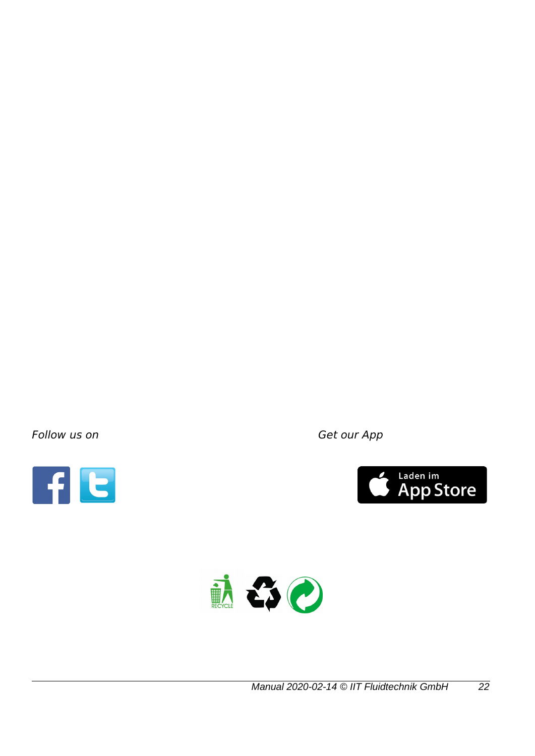*Follow us on*

*Get our App*